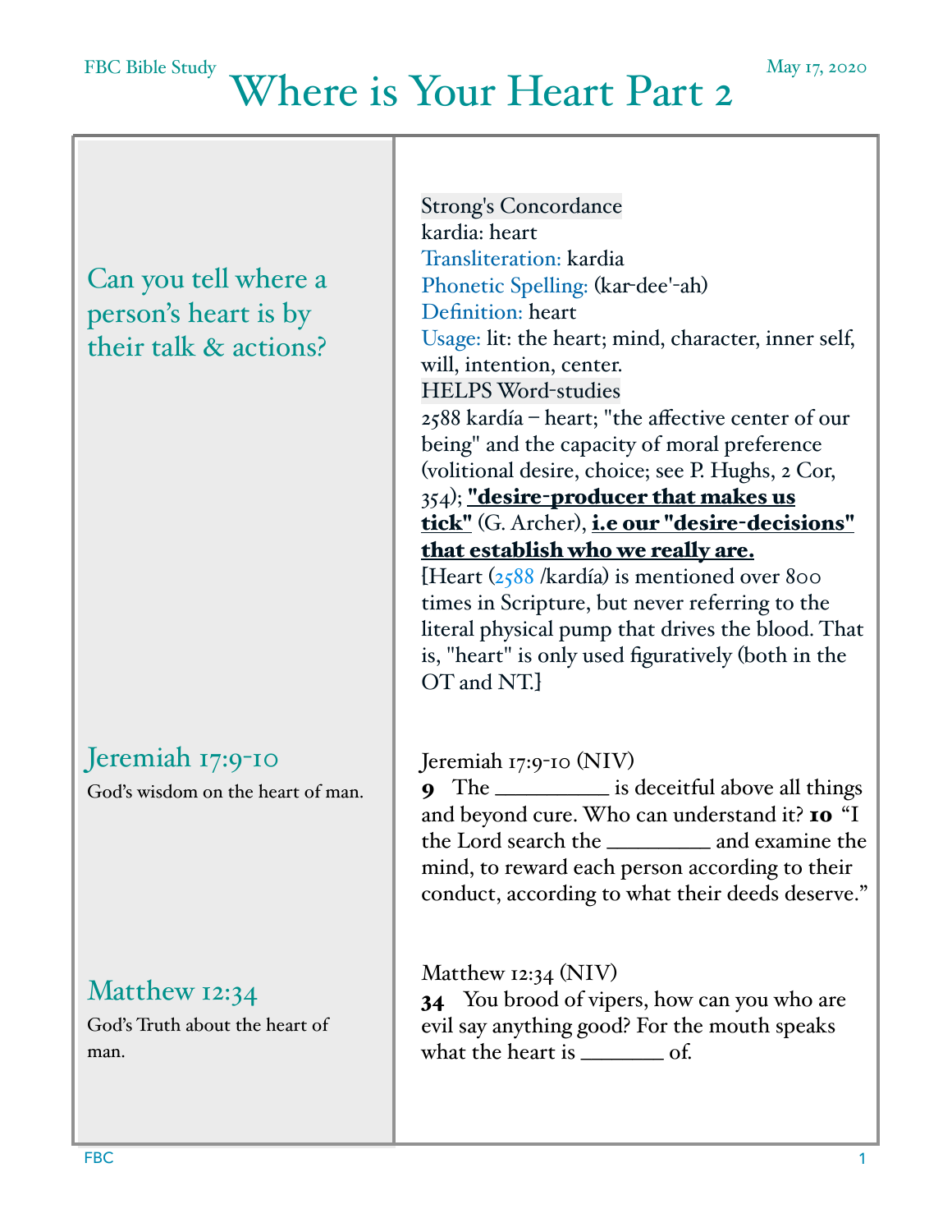FBC Bible Study — May 17, 2020

# Where is Your Heart Part 2

## Can you tell where a person's heart is by their talk & actions?

Strong's Concordance
kardia: heart
Transliteration: kardia
Phonetic Spelling: (kar-dee'-ah)
Definition: heart
Usage: lit: the heart; mind, character, inner self, will, intention, center.
HELPS Word-studies
2588 kardía – heart; "the affective center of our being" and the capacity of moral preference (volitional desire, choice; see P. Hughs, 2 Cor, 354); **"desire-producer that makes us tick"** (G. Archer), **i.e our "desire-decisions" that establish who we really are.**
[Heart (2588 /kardía) is mentioned over 800 times in Scripture, but never referring to the literal physical pump that drives the blood. That is, "heart" is only used figuratively (both in the OT and NT.]

## Jeremiah 17:9-10

God's wisdom on the heart of man.

Jeremiah 17:9-10 (NIV)
**9** The __________ is deceitful above all things and beyond cure. Who can understand it? **10** "I the Lord search the _________ and examine the mind, to reward each person according to their conduct, according to what their deeds deserve."

## Matthew 12:34

God's Truth about the heart of man.

Matthew 12:34 (NIV)
**34** You brood of vipers, how can you who are evil say anything good? For the mouth speaks what the heart is _______ of.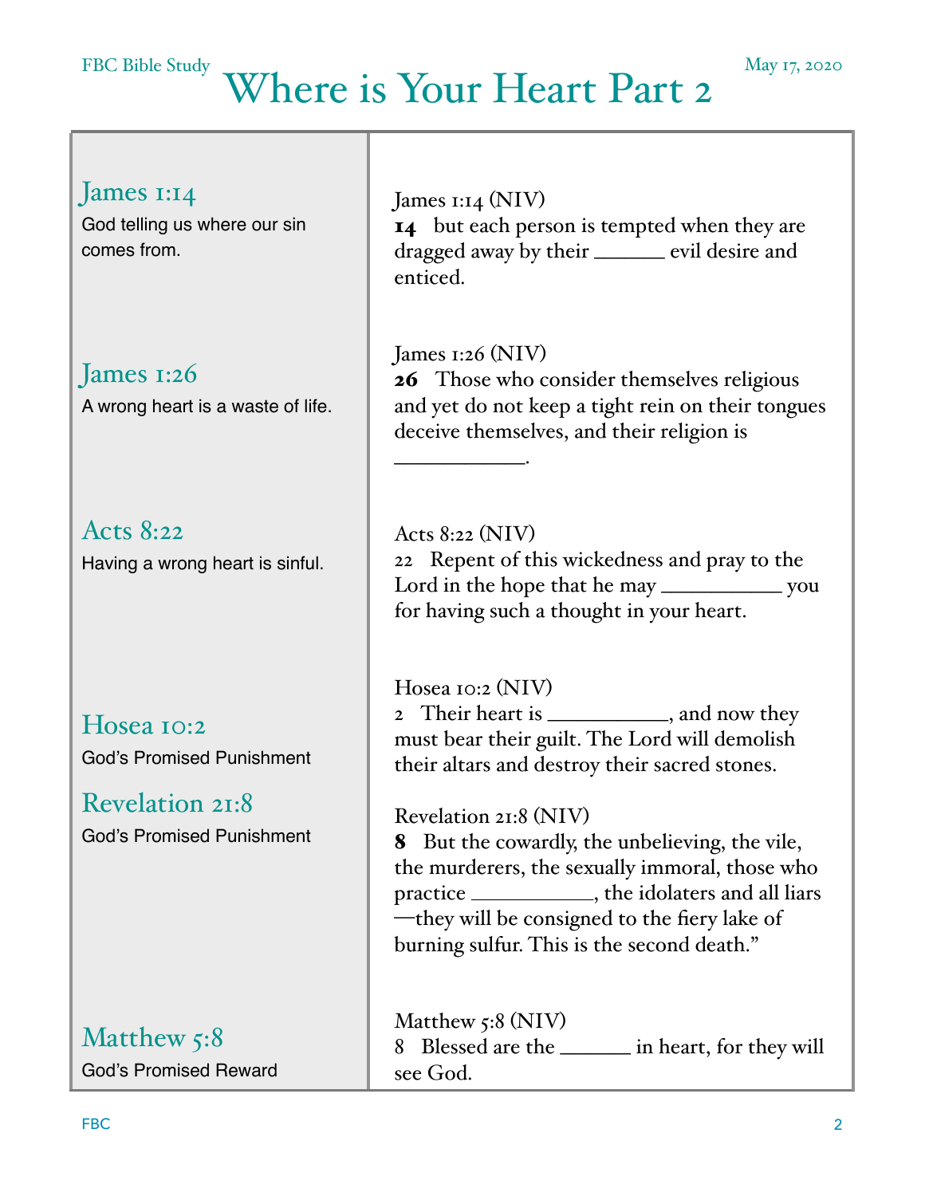# Where is Your Heart Part 2

FBC Bible Study

May 17, 2020

| | |
|---|---|
| **James 1:14**<br>God telling us where our sin comes from. | James 1:14 (NIV)<br>**14** but each person is tempted when they are dragged away by their ______ evil desire and enticed. |
| **James 1:26**<br>A wrong heart is a waste of life. | James 1:26 (NIV)<br>**26** Those who consider themselves religious and yet do not keep a tight rein on their tongues deceive themselves, and their religion is ___________. |
| **Acts 8:22**<br>Having a wrong heart is sinful. | Acts 8:22 (NIV)<br>22 Repent of this wickedness and pray to the Lord in the hope that he may __________ you for having such a thought in your heart. |
| **Hosea 10:2**<br>God's Promised Punishment | Hosea 10:2 (NIV)<br>2 Their heart is __________, and now they must bear their guilt. The Lord will demolish their altars and destroy their sacred stones. |
| **Revelation 21:8**<br>God's Promised Punishment | Revelation 21:8 (NIV)<br>**8** But the cowardly, the unbelieving, the vile, the murderers, the sexually immoral, those who practice __________, the idolaters and all liars —they will be consigned to the fiery lake of burning sulfur. This is the second death." |
| **Matthew 5:8**<br>God's Promised Reward | Matthew 5:8 (NIV)<br>8 Blessed are the ______ in heart, for they will see God. |